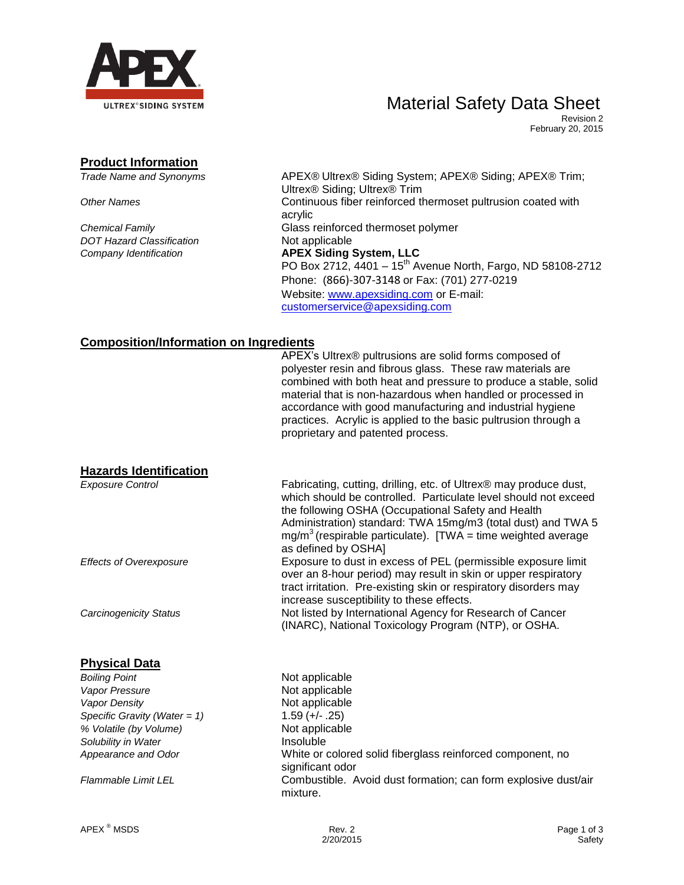APEX

ULTREX® SIDING SYSTEM

# Material Safety Data Sheet

Revision 2
February 20, 2015

## Product Information

| | |
|---|---|
| *Trade Name and Synonyms* | APEX® Ultrex® Siding System; APEX® Siding; APEX® Trim; Ultrex® Siding; Ultrex® Trim |
| *Other Names* | Continuous fiber reinforced thermoset pultrusion coated with acrylic |
| *Chemical Family* | Glass reinforced thermoset polymer |
| *DOT Hazard Classification* | Not applicable |
| *Company Identification* | **APEX Siding System, LLC**<br>PO Box 2712, 4401 – 15th Avenue North, Fargo, ND 58108-2712<br>Phone: (866)-307-3148 or Fax: (701) 277-0219<br>Website: www.apexsiding.com or E-mail: customerservice@apexsiding.com |

## Composition/Information on Ingredients

APEX's Ultrex® pultrusions are solid forms composed of polyester resin and fibrous glass. These raw materials are combined with both heat and pressure to produce a stable, solid material that is non-hazardous when handled or processed in accordance with good manufacturing and industrial hygiene practices. Acrylic is applied to the basic pultrusion through a proprietary and patented process.

## Hazards Identification

| | |
|---|---|
| *Exposure Control* | Fabricating, cutting, drilling, etc. of Ultrex® may produce dust, which should be controlled. Particulate level should not exceed the following OSHA (Occupational Safety and Health Administration) standard: TWA 15mg/m3 (total dust) and TWA 5 mg/$m^3$ (respirable particulate). [TWA = time weighted average as defined by OSHA] |
| *Effects of Overexposure* | Exposure to dust in excess of PEL (permissible exposure limit over an 8-hour period) may result in skin or upper respiratory tract irritation. Pre-existing skin or respiratory disorders may increase susceptibility to these effects. |
| *Carcinogenicity Status* | Not listed by International Agency for Research of Cancer (INARC), National Toxicology Program (NTP), or OSHA. |

## Physical Data

| | |
|---|---|
| *Boiling Point* | Not applicable |
| *Vapor Pressure* | Not applicable |
| *Vapor Density* | Not applicable |
| *Specific Gravity (Water = 1)* | 1.59 (+/- .25) |
| *% Volatile (by Volume)* | Not applicable |
| *Solubility in Water* | Insoluble |
| *Appearance and Odor* | White or colored solid fiberglass reinforced component, no significant odor |
| *Flammable Limit LEL* | Combustible. Avoid dust formation; can form explosive dust/air mixture. |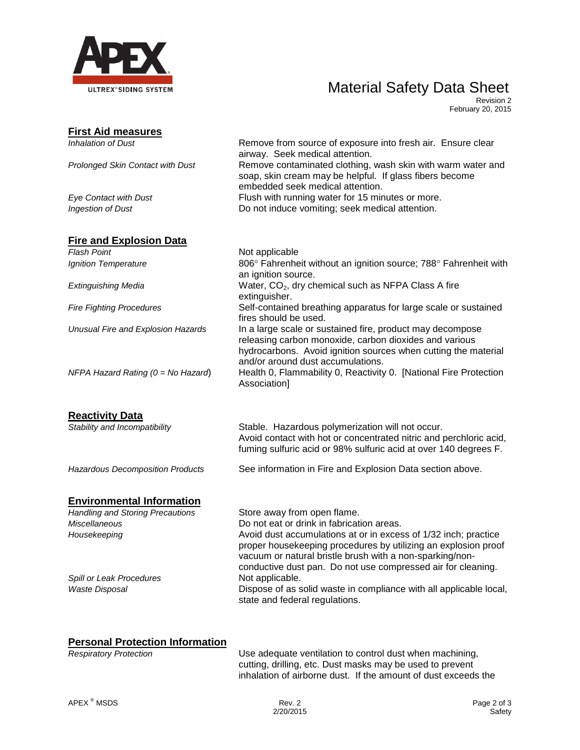# Material Safety Data Sheet

Revision 2
February 20, 2015

## First Aid measures

| | |
|---|---|
| *Inhalation of Dust* | Remove from source of exposure into fresh air. Ensure clear airway. Seek medical attention. |
| *Prolonged Skin Contact with Dust* | Remove contaminated clothing, wash skin with warm water and soap, skin cream may be helpful. If glass fibers become embedded seek medical attention. |
| *Eye Contact with Dust* | Flush with running water for 15 minutes or more. |
| *Ingestion of Dust* | Do not induce vomiting; seek medical attention. |

## Fire and Explosion Data

| | |
|---|---|
| *Flash Point* | Not applicable |
| *Ignition Temperature* | 806° Fahrenheit without an ignition source; 788° Fahrenheit with an ignition source. |
| *Extinguishing Media* | Water, $CO_2$, dry chemical such as NFPA Class A fire extinguisher. |
| *Fire Fighting Procedures* | Self-contained breathing apparatus for large scale or sustained fires should be used. |
| *Unusual Fire and Explosion Hazards* | In a large scale or sustained fire, product may decompose releasing carbon monoxide, carbon dioxides and various hydrocarbons. Avoid ignition sources when cutting the material and/or around dust accumulations. |
| *NFPA Hazard Rating (0 = No Hazard)* | Health 0, Flammability 0, Reactivity 0. [National Fire Protection Association] |

## Reactivity Data

| | |
|---|---|
| *Stability and Incompatibility* | Stable. Hazardous polymerization will not occur. Avoid contact with hot or concentrated nitric and perchloric acid, fuming sulfuric acid or 98% sulfuric acid at over 140 degrees F. |
| *Hazardous Decomposition Products* | See information in Fire and Explosion Data section above. |

## Environmental Information

| | |
|---|---|
| *Handling and Storing Precautions* | Store away from open flame. |
| *Miscellaneous* | Do not eat or drink in fabrication areas. |
| *Housekeeping* | Avoid dust accumulations at or in excess of 1/32 inch; practice proper housekeeping procedures by utilizing an explosion proof vacuum or natural bristle brush with a non-sparking/non-conductive dust pan. Do not use compressed air for cleaning. |
| *Spill or Leak Procedures* | Not applicable. |
| *Waste Disposal* | Dispose of as solid waste in compliance with all applicable local, state and federal regulations. |

## Personal Protection Information

| | |
|---|---|
| *Respiratory Protection* | Use adequate ventilation to control dust when machining, cutting, drilling, etc. Dust masks may be used to prevent inhalation of airborne dust. If the amount of dust exceeds the |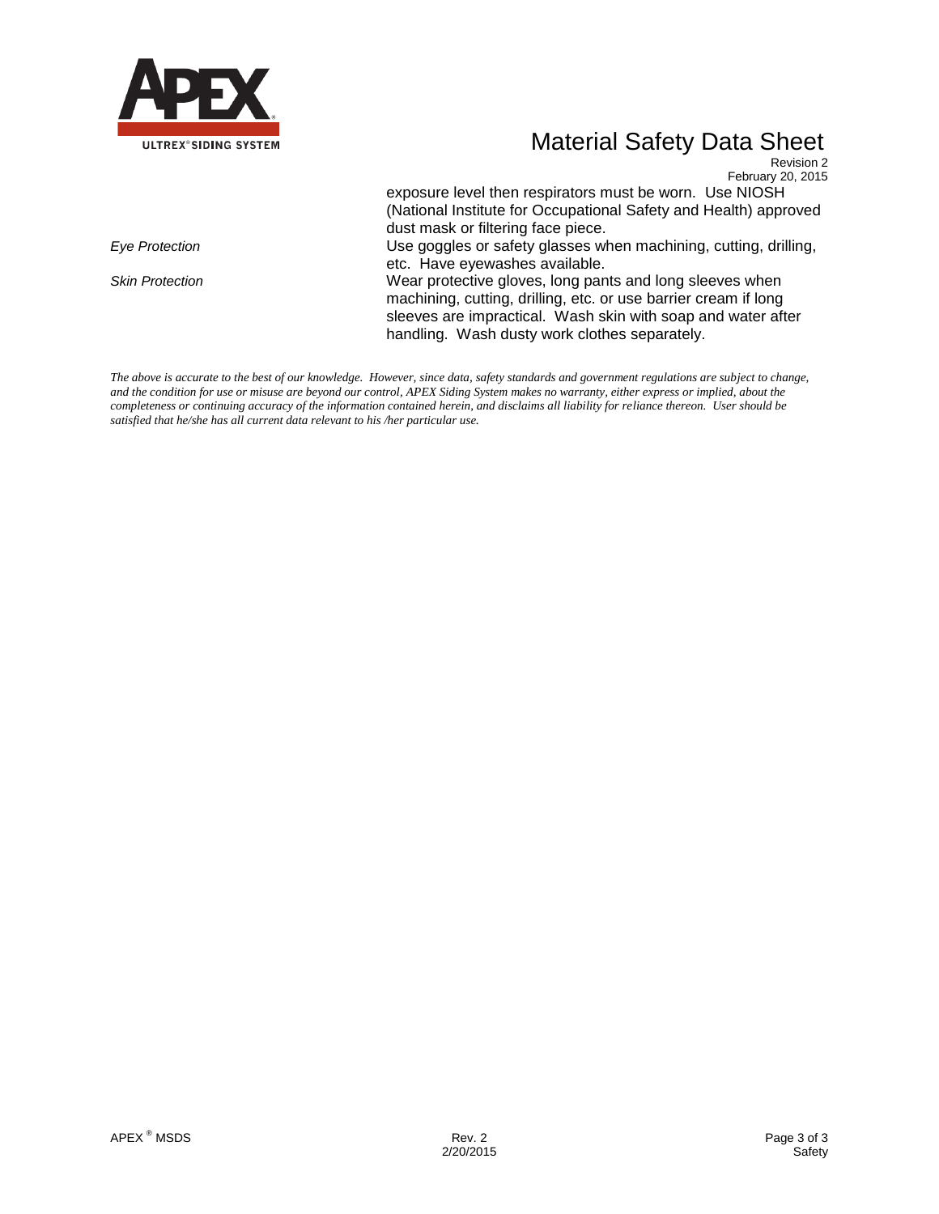exposure level then respirators must be worn. Use NIOSH (National Institute for Occupational Safety and Health) approved dust mask or filtering face piece.

| | |
|---|---|
| *Eye Protection* | Use goggles or safety glasses when machining, cutting, drilling, etc. Have eyewashes available. |
| *Skin Protection* | Wear protective gloves, long pants and long sleeves when machining, cutting, drilling, etc. or use barrier cream if long sleeves are impractical. Wash skin with soap and water after handling. Wash dusty work clothes separately. |

*The above is accurate to the best of our knowledge. However, since data, safety standards and government regulations are subject to change, and the condition for use or misuse are beyond our control, APEX Siding System makes no warranty, either express or implied, about the completeness or continuing accuracy of the information contained herein, and disclaims all liability for reliance thereon. User should be satisfied that he/she has all current data relevant to his /her particular use.*